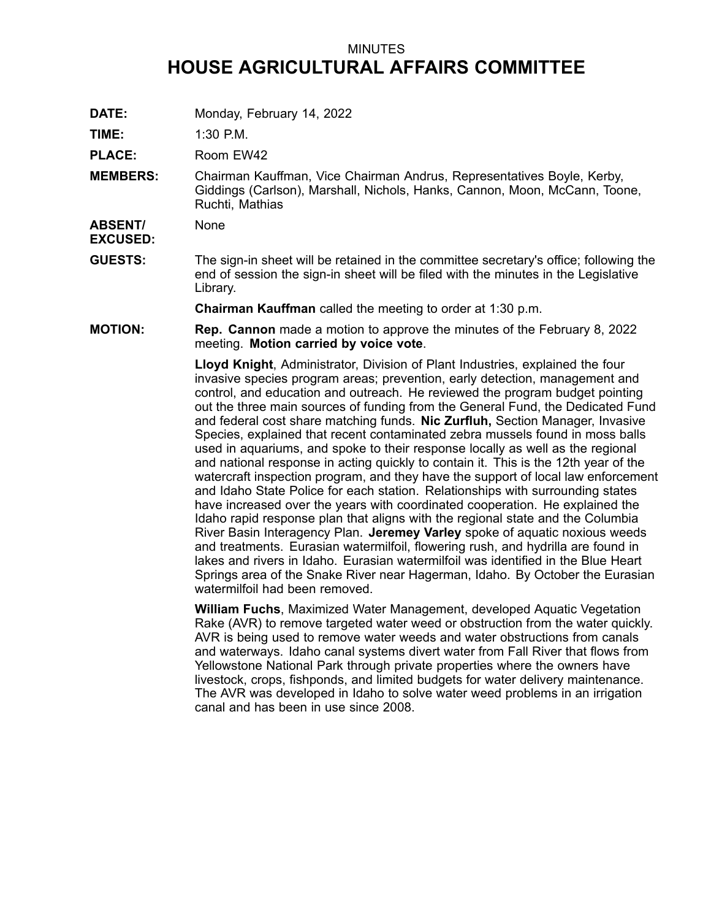MINUTES

# HOUSE AGRICULTURAL AFFAIRS COMMITTEE

**DATE:** Monday, February 14, 2022

**TIME:** 1:30 P.M.

**PLACE:** Room EW42

**MEMBERS:** Chairman Kauffman, Vice Chairman Andrus, Representatives Boyle, Kerby, Giddings (Carlson), Marshall, Nichols, Hanks, Cannon, Moon, McCann, Toone, Ruchti, Mathias

**ABSENT/ EXCUSED:** None

**GUESTS:** The sign-in sheet will be retained in the committee secretary's office; following the end of session the sign-in sheet will be filed with the minutes in the Legislative Library.

**Chairman Kauffman** called the meeting to order at 1:30 p.m.

**MOTION:** **Rep. Cannon** made a motion to approve the minutes of the February 8, 2022 meeting. **Motion carried by voice vote**.

**Lloyd Knight**, Administrator, Division of Plant Industries, explained the four invasive species program areas; prevention, early detection, management and control, and education and outreach. He reviewed the program budget pointing out the three main sources of funding from the General Fund, the Dedicated Fund and federal cost share matching funds. **Nic Zurfluh,** Section Manager, Invasive Species, explained that recent contaminated zebra mussels found in moss balls used in aquariums, and spoke to their response locally as well as the regional and national response in acting quickly to contain it. This is the 12th year of the watercraft inspection program, and they have the support of local law enforcement and Idaho State Police for each station. Relationships with surrounding states have increased over the years with coordinated cooperation. He explained the Idaho rapid response plan that aligns with the regional state and the Columbia River Basin Interagency Plan. **Jeremey Varley** spoke of aquatic noxious weeds and treatments. Eurasian watermilfoil, flowering rush, and hydrilla are found in lakes and rivers in Idaho. Eurasian watermilfoil was identified in the Blue Heart Springs area of the Snake River near Hagerman, Idaho. By October the Eurasian watermilfoil had been removed.

**William Fuchs**, Maximized Water Management, developed Aquatic Vegetation Rake (AVR) to remove targeted water weed or obstruction from the water quickly. AVR is being used to remove water weeds and water obstructions from canals and waterways. Idaho canal systems divert water from Fall River that flows from Yellowstone National Park through private properties where the owners have livestock, crops, fishponds, and limited budgets for water delivery maintenance. The AVR was developed in Idaho to solve water weed problems in an irrigation canal and has been in use since 2008.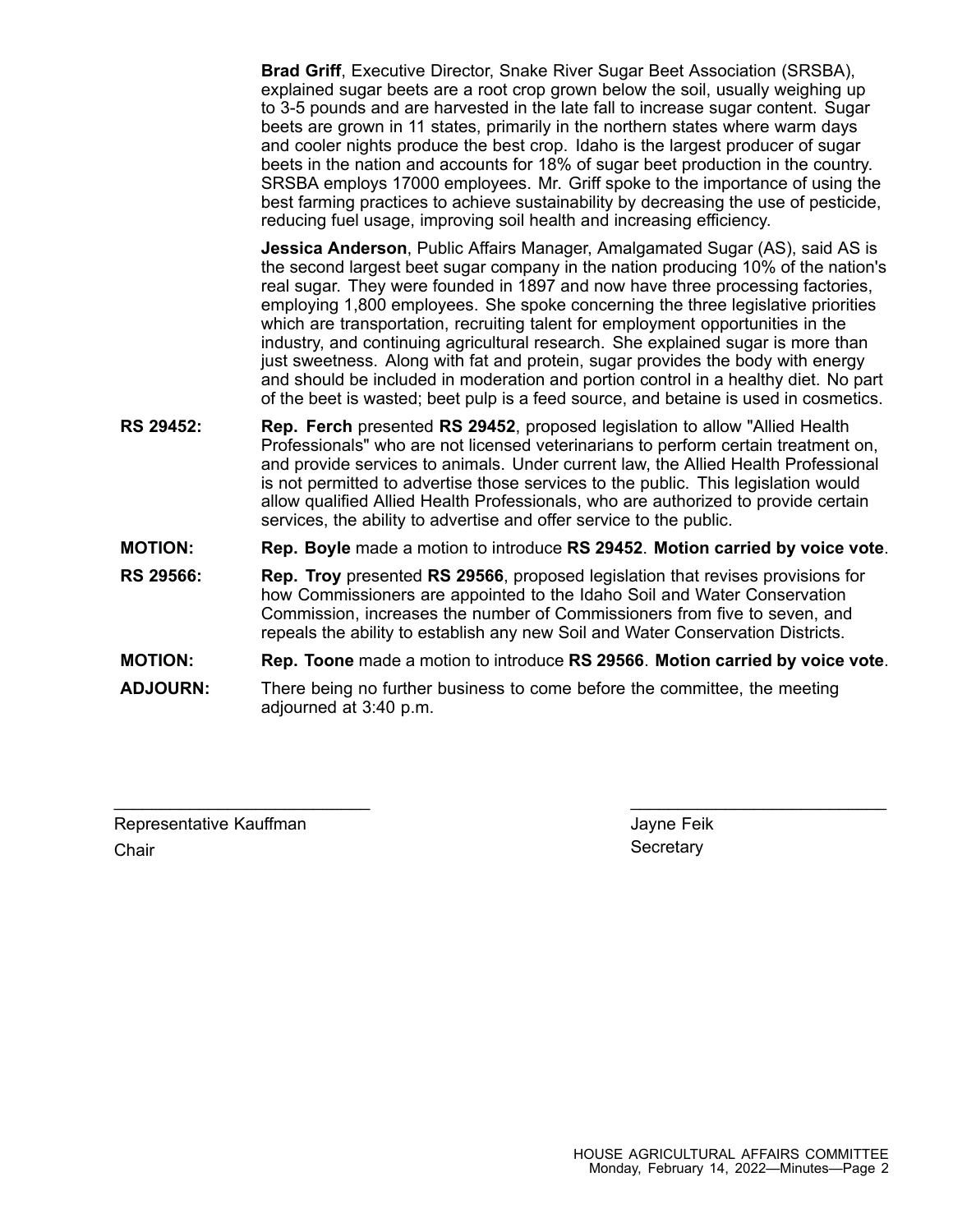**Brad Griff**, Executive Director, Snake River Sugar Beet Association (SRSBA), explained sugar beets are a root crop grown below the soil, usually weighing up to 3-5 pounds and are harvested in the late fall to increase sugar content. Sugar beets are grown in 11 states, primarily in the northern states where warm days and cooler nights produce the best crop. Idaho is the largest producer of sugar beets in the nation and accounts for 18% of sugar beet production in the country. SRSBA employs 17000 employees. Mr. Griff spoke to the importance of using the best farming practices to achieve sustainability by decreasing the use of pesticide, reducing fuel usage, improving soil health and increasing efficiency.

**Jessica Anderson**, Public Affairs Manager, Amalgamated Sugar (AS), said AS is the second largest beet sugar company in the nation producing 10% of the nation's real sugar. They were founded in 1897 and now have three processing factories, employing 1,800 employees. She spoke concerning the three legislative priorities which are transportation, recruiting talent for employment opportunities in the industry, and continuing agricultural research. She explained sugar is more than just sweetness. Along with fat and protein, sugar provides the body with energy and should be included in moderation and portion control in a healthy diet. No part of the beet is wasted; beet pulp is a feed source, and betaine is used in cosmetics.

**RS 29452:** **Rep. Ferch** presented **RS 29452**, proposed legislation to allow "Allied Health Professionals" who are not licensed veterinarians to perform certain treatment on, and provide services to animals. Under current law, the Allied Health Professional is not permitted to advertise those services to the public. This legislation would allow qualified Allied Health Professionals, who are authorized to provide certain services, the ability to advertise and offer service to the public.

**MOTION:** **Rep. Boyle** made a motion to introduce **RS 29452**. **Motion carried by voice vote**.

**RS 29566:** **Rep. Troy** presented **RS 29566**, proposed legislation that revises provisions for how Commissioners are appointed to the Idaho Soil and Water Conservation Commission, increases the number of Commissioners from five to seven, and repeals the ability to establish any new Soil and Water Conservation Districts.

**MOTION:** **Rep. Toone** made a motion to introduce **RS 29566**. **Motion carried by voice vote**.

**ADJOURN:** There being no further business to come before the committee, the meeting adjourned at 3:40 p.m.

___________________________
Representative Kauffman
Chair

___________________________
Jayne Feik
Secretary